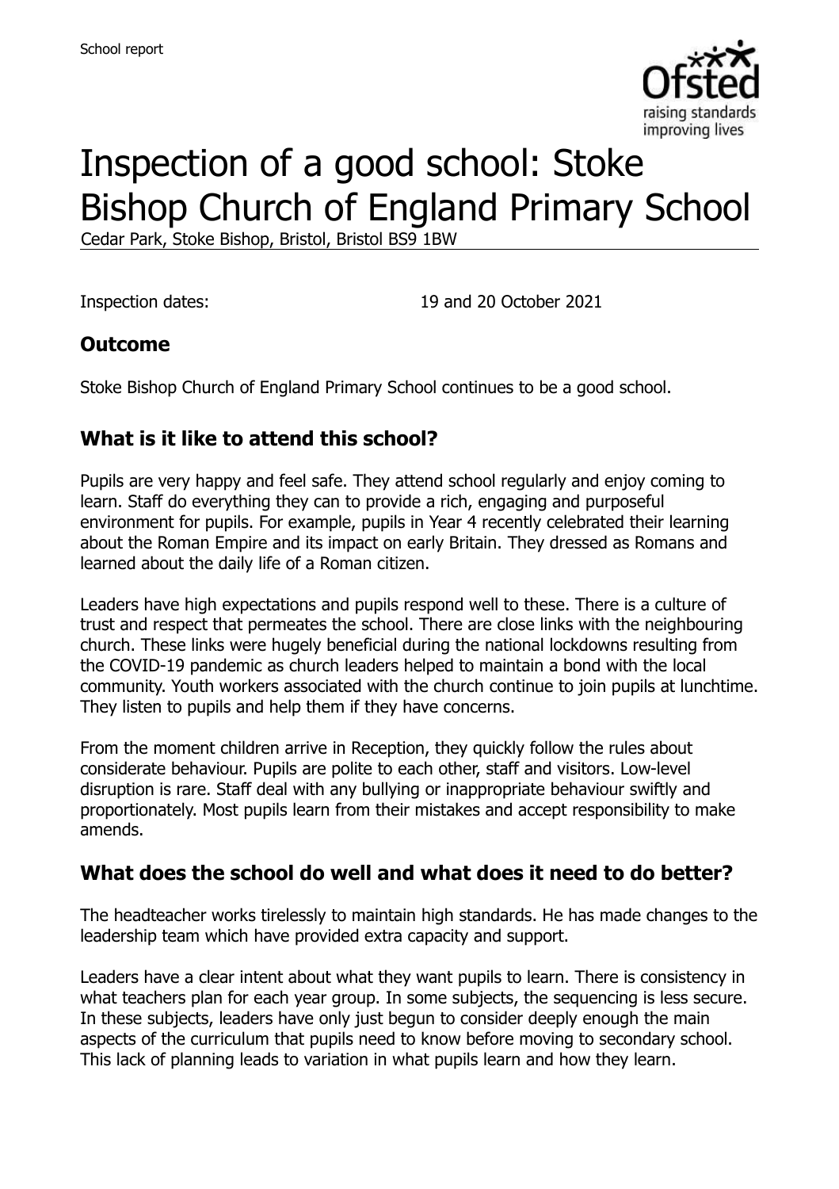School report

# Inspection of a good school: Stoke Bishop Church of England Primary School

Cedar Park, Stoke Bishop, Bristol, Bristol BS9 1BW

Inspection dates: 19 and 20 October 2021

## Outcome

Stoke Bishop Church of England Primary School continues to be a good school.

## What is it like to attend this school?

Pupils are very happy and feel safe. They attend school regularly and enjoy coming to learn. Staff do everything they can to provide a rich, engaging and purposeful environment for pupils. For example, pupils in Year 4 recently celebrated their learning about the Roman Empire and its impact on early Britain. They dressed as Romans and learned about the daily life of a Roman citizen.

Leaders have high expectations and pupils respond well to these. There is a culture of trust and respect that permeates the school. There are close links with the neighbouring church. These links were hugely beneficial during the national lockdowns resulting from the COVID-19 pandemic as church leaders helped to maintain a bond with the local community. Youth workers associated with the church continue to join pupils at lunchtime. They listen to pupils and help them if they have concerns.

From the moment children arrive in Reception, they quickly follow the rules about considerate behaviour. Pupils are polite to each other, staff and visitors. Low-level disruption is rare. Staff deal with any bullying or inappropriate behaviour swiftly and proportionately. Most pupils learn from their mistakes and accept responsibility to make amends.

## What does the school do well and what does it need to do better?

The headteacher works tirelessly to maintain high standards. He has made changes to the leadership team which have provided extra capacity and support.

Leaders have a clear intent about what they want pupils to learn. There is consistency in what teachers plan for each year group. In some subjects, the sequencing is less secure. In these subjects, leaders have only just begun to consider deeply enough the main aspects of the curriculum that pupils need to know before moving to secondary school. This lack of planning leads to variation in what pupils learn and how they learn.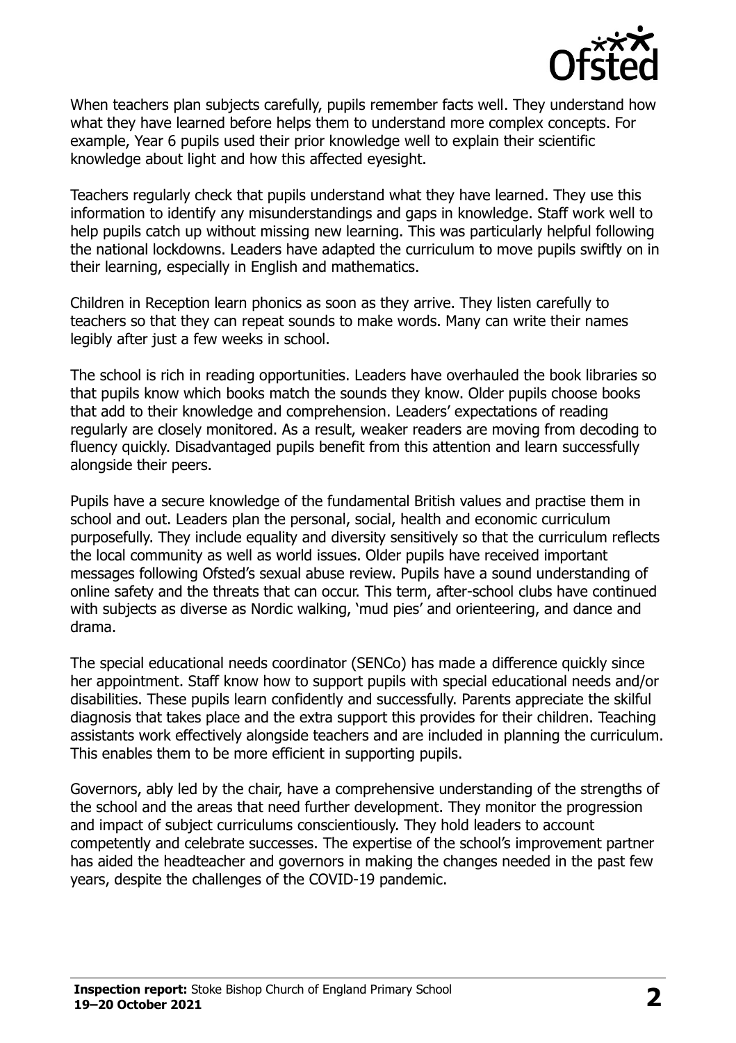When teachers plan subjects carefully, pupils remember facts well. They understand how what they have learned before helps them to understand more complex concepts. For example, Year 6 pupils used their prior knowledge well to explain their scientific knowledge about light and how this affected eyesight.

Teachers regularly check that pupils understand what they have learned. They use this information to identify any misunderstandings and gaps in knowledge. Staff work well to help pupils catch up without missing new learning. This was particularly helpful following the national lockdowns. Leaders have adapted the curriculum to move pupils swiftly on in their learning, especially in English and mathematics.

Children in Reception learn phonics as soon as they arrive. They listen carefully to teachers so that they can repeat sounds to make words. Many can write their names legibly after just a few weeks in school.

The school is rich in reading opportunities. Leaders have overhauled the book libraries so that pupils know which books match the sounds they know. Older pupils choose books that add to their knowledge and comprehension. Leaders' expectations of reading regularly are closely monitored. As a result, weaker readers are moving from decoding to fluency quickly. Disadvantaged pupils benefit from this attention and learn successfully alongside their peers.

Pupils have a secure knowledge of the fundamental British values and practise them in school and out. Leaders plan the personal, social, health and economic curriculum purposefully. They include equality and diversity sensitively so that the curriculum reflects the local community as well as world issues. Older pupils have received important messages following Ofsted's sexual abuse review. Pupils have a sound understanding of online safety and the threats that can occur. This term, after-school clubs have continued with subjects as diverse as Nordic walking, 'mud pies' and orienteering, and dance and drama.

The special educational needs coordinator (SENCo) has made a difference quickly since her appointment. Staff know how to support pupils with special educational needs and/or disabilities. These pupils learn confidently and successfully. Parents appreciate the skilful diagnosis that takes place and the extra support this provides for their children. Teaching assistants work effectively alongside teachers and are included in planning the curriculum. This enables them to be more efficient in supporting pupils.

Governors, ably led by the chair, have a comprehensive understanding of the strengths of the school and the areas that need further development. They monitor the progression and impact of subject curriculums conscientiously. They hold leaders to account competently and celebrate successes. The expertise of the school's improvement partner has aided the headteacher and governors in making the changes needed in the past few years, despite the challenges of the COVID-19 pandemic.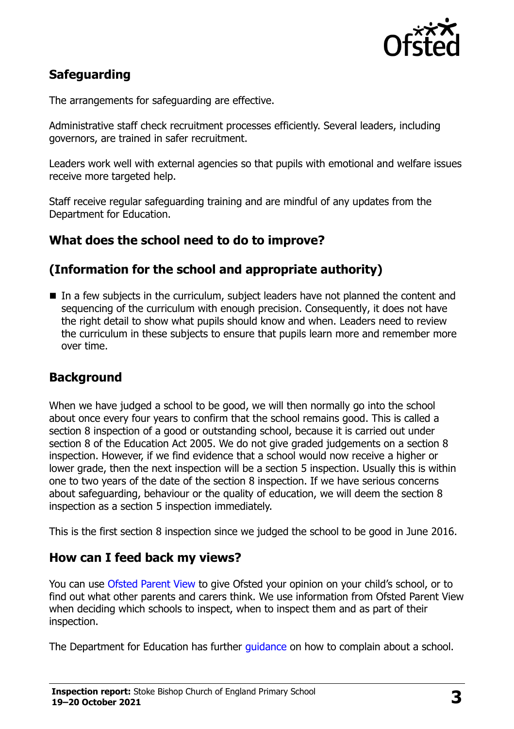## Safeguarding

The arrangements for safeguarding are effective.

Administrative staff check recruitment processes efficiently. Several leaders, including governors, are trained in safer recruitment.

Leaders work well with external agencies so that pupils with emotional and welfare issues receive more targeted help.

Staff receive regular safeguarding training and are mindful of any updates from the Department for Education.

## What does the school need to do to improve?

## (Information for the school and appropriate authority)

- In a few subjects in the curriculum, subject leaders have not planned the content and sequencing of the curriculum with enough precision. Consequently, it does not have the right detail to show what pupils should know and when. Leaders need to review the curriculum in these subjects to ensure that pupils learn more and remember more over time.

## Background

When we have judged a school to be good, we will then normally go into the school about once every four years to confirm that the school remains good. This is called a section 8 inspection of a good or outstanding school, because it is carried out under section 8 of the Education Act 2005. We do not give graded judgements on a section 8 inspection. However, if we find evidence that a school would now receive a higher or lower grade, then the next inspection will be a section 5 inspection. Usually this is within one to two years of the date of the section 8 inspection. If we have serious concerns about safeguarding, behaviour or the quality of education, we will deem the section 8 inspection as a section 5 inspection immediately.

This is the first section 8 inspection since we judged the school to be good in June 2016.

## How can I feed back my views?

You can use Ofsted Parent View to give Ofsted your opinion on your child's school, or to find out what other parents and carers think. We use information from Ofsted Parent View when deciding which schools to inspect, when to inspect them and as part of their inspection.

The Department for Education has further guidance on how to complain about a school.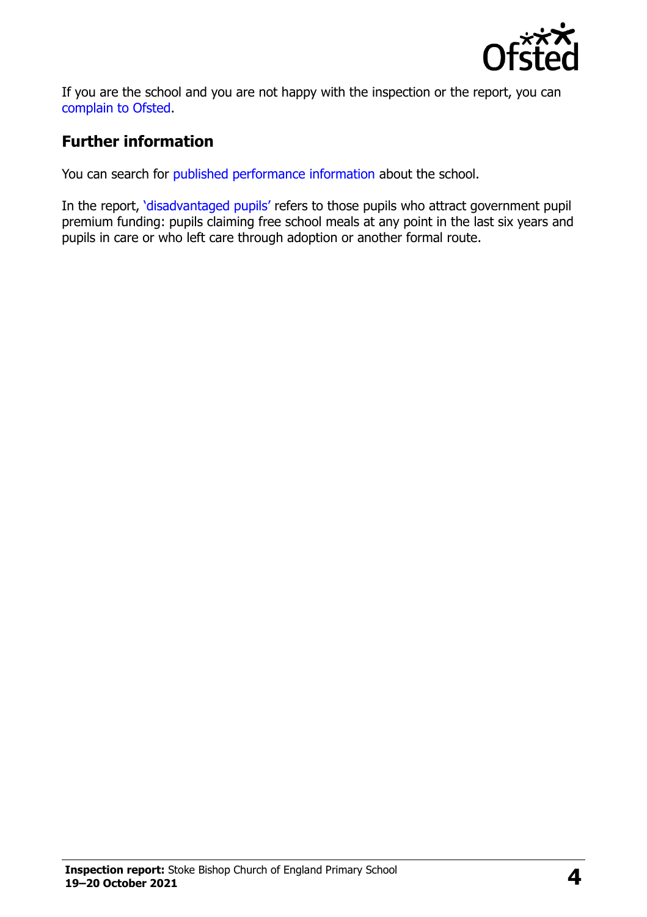If you are the school and you are not happy with the inspection or the report, you can complain to Ofsted.

## Further information

You can search for published performance information about the school.

In the report, 'disadvantaged pupils' refers to those pupils who attract government pupil premium funding: pupils claiming free school meals at any point in the last six years and pupils in care or who left care through adoption or another formal route.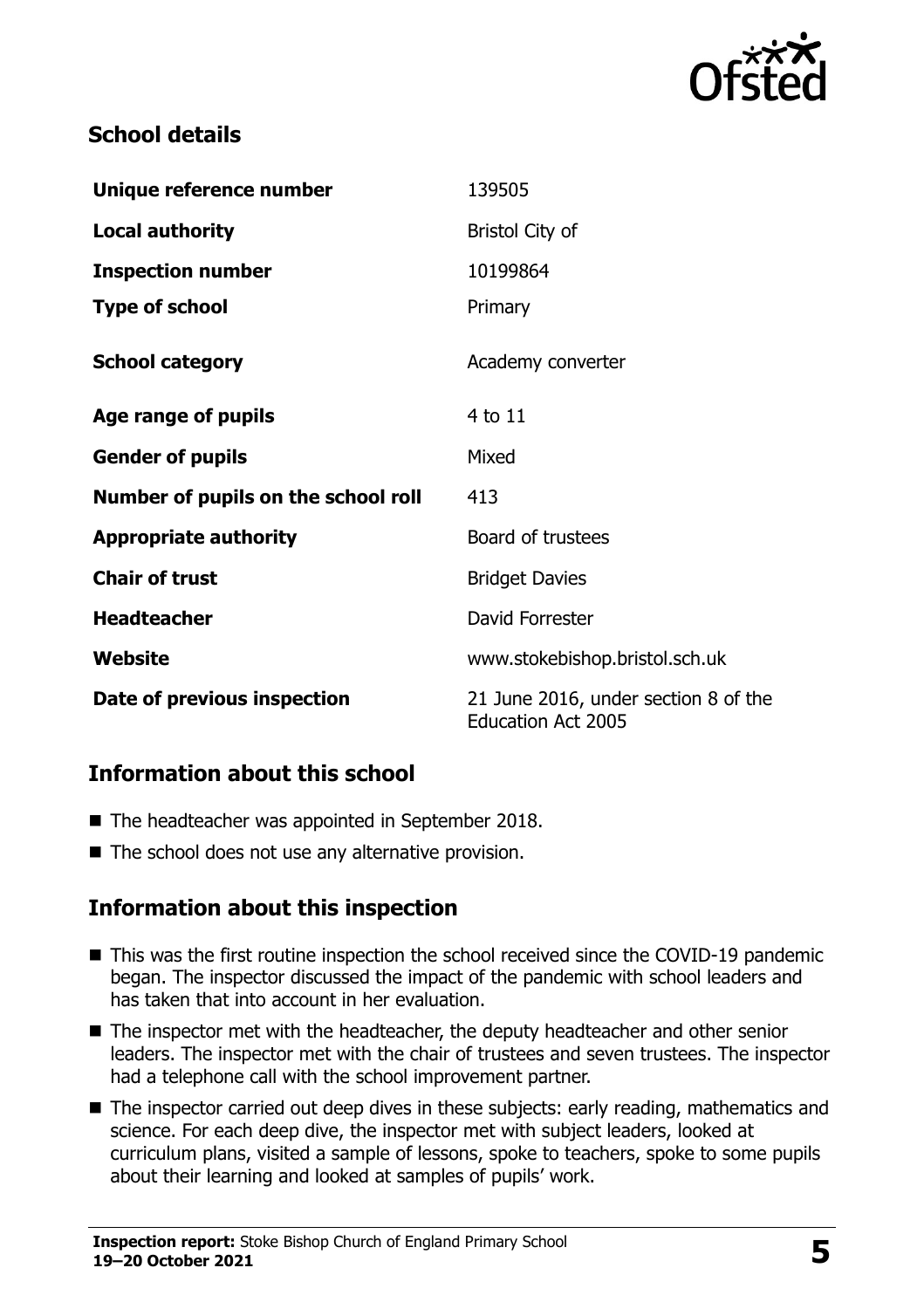## School details

| | |
|---|---|
| **Unique reference number** | 139505 |
| **Local authority** | Bristol City of |
| **Inspection number** | 10199864 |
| **Type of school** | Primary |
| **School category** | Academy converter |
| **Age range of pupils** | 4 to 11 |
| **Gender of pupils** | Mixed |
| **Number of pupils on the school roll** | 413 |
| **Appropriate authority** | Board of trustees |
| **Chair of trust** | Bridget Davies |
| **Headteacher** | David Forrester |
| **Website** | www.stokebishop.bristol.sch.uk |
| **Date of previous inspection** | 21 June 2016, under section 8 of the Education Act 2005 |

## Information about this school

- The headteacher was appointed in September 2018.
- The school does not use any alternative provision.

## Information about this inspection

- This was the first routine inspection the school received since the COVID-19 pandemic began. The inspector discussed the impact of the pandemic with school leaders and has taken that into account in her evaluation.
- The inspector met with the headteacher, the deputy headteacher and other senior leaders. The inspector met with the chair of trustees and seven trustees. The inspector had a telephone call with the school improvement partner.
- The inspector carried out deep dives in these subjects: early reading, mathematics and science. For each deep dive, the inspector met with subject leaders, looked at curriculum plans, visited a sample of lessons, spoke to teachers, spoke to some pupils about their learning and looked at samples of pupils' work.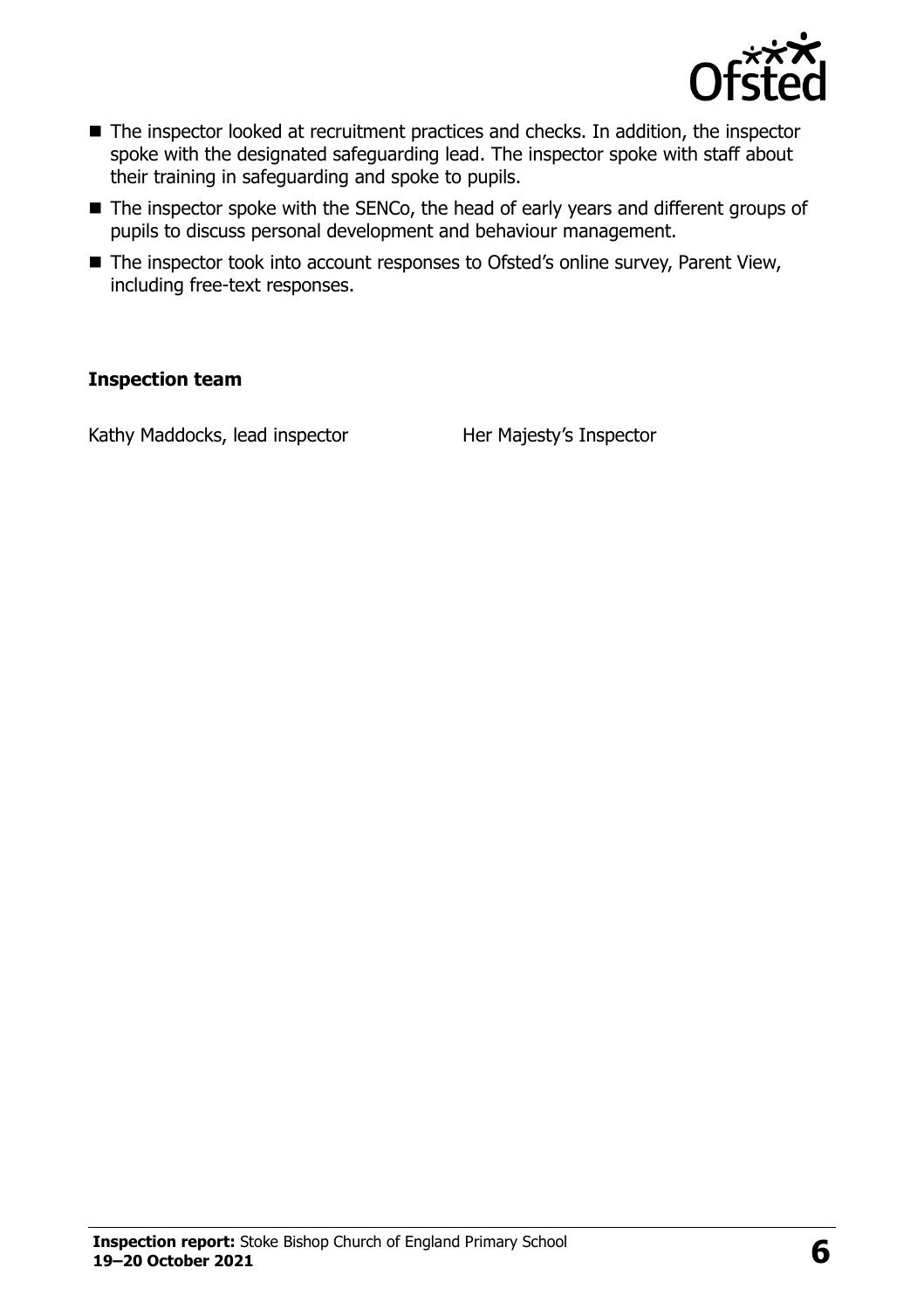- The inspector looked at recruitment practices and checks. In addition, the inspector spoke with the designated safeguarding lead. The inspector spoke with staff about their training in safeguarding and spoke to pupils.
- The inspector spoke with the SENCo, the head of early years and different groups of pupils to discuss personal development and behaviour management.
- The inspector took into account responses to Ofsted's online survey, Parent View, including free-text responses.

### Inspection team

| | |
|---|---|
| Kathy Maddocks, lead inspector | Her Majesty's Inspector |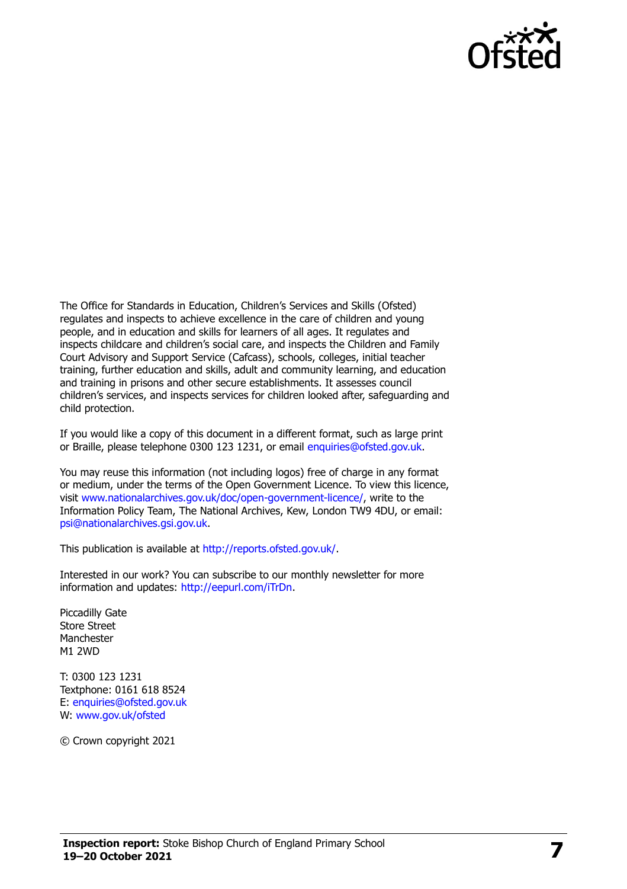The Office for Standards in Education, Children's Services and Skills (Ofsted) regulates and inspects to achieve excellence in the care of children and young people, and in education and skills for learners of all ages. It regulates and inspects childcare and children's social care, and inspects the Children and Family Court Advisory and Support Service (Cafcass), schools, colleges, initial teacher training, further education and skills, adult and community learning, and education and training in prisons and other secure establishments. It assesses council children's services, and inspects services for children looked after, safeguarding and child protection.

If you would like a copy of this document in a different format, such as large print or Braille, please telephone 0300 123 1231, or email enquiries@ofsted.gov.uk.

You may reuse this information (not including logos) free of charge in any format or medium, under the terms of the Open Government Licence. To view this licence, visit www.nationalarchives.gov.uk/doc/open-government-licence/, write to the Information Policy Team, The National Archives, Kew, London TW9 4DU, or email: psi@nationalarchives.gsi.gov.uk.

This publication is available at http://reports.ofsted.gov.uk/.

Interested in our work? You can subscribe to our monthly newsletter for more information and updates: http://eepurl.com/iTrDn.

Piccadilly Gate
Store Street
Manchester
M1 2WD

T: 0300 123 1231
Textphone: 0161 618 8524
E: enquiries@ofsted.gov.uk
W: www.gov.uk/ofsted

© Crown copyright 2021